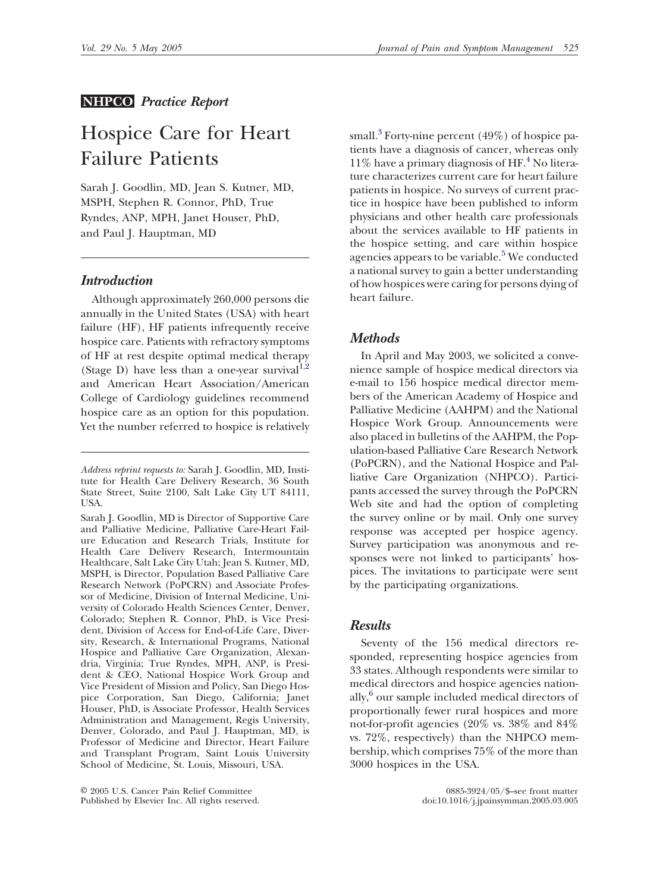**NHPCO** *Practice Report*

# Hospice Care for Heart Failure Patients

Sarah J. Goodlin, MD, Jean S. Kutner, MD, MSPH, Stephen R. Connor, PhD, True Ryndes, ANP, MPH, Janet Houser, PhD, and Paul J. Hauptman, MD

## *Introduction*

Although approximately 260,000 persons die annually in the United States (USA) with heart failure (HF), HF patients infrequently receive hospice care. Patients with refractory symptoms of HF at rest despite optimal medical therapy (Stage D) have less than a one-year survival[1,2] and American Heart Association/American College of Cardiology guidelines recommend hospice care as an option for this population. Yet the number referred to hospice is relatively small.[3] Forty-nine percent (49%) of hospice patients have a diagnosis of cancer, whereas only 11% have a primary diagnosis of HF.[4] No literature characterizes current care for heart failure patients in hospice. No surveys of current practice in hospice have been published to inform physicians and other health care professionals about the services available to HF patients in the hospice setting, and care within hospice agencies appears to be variable.[5] We conducted a national survey to gain a better understanding of how hospices were caring for persons dying of heart failure.

## *Methods*

In April and May 2003, we solicited a convenience sample of hospice medical directors via e-mail to 156 hospice medical director members of the American Academy of Hospice and Palliative Medicine (AAHPM) and the National Hospice Work Group. Announcements were also placed in bulletins of the AAHPM, the Population-based Palliative Care Research Network (PoPCRN), and the National Hospice and Palliative Care Organization (NHPCO). Participants accessed the survey through the PoPCRN Web site and had the option of completing the survey online or by mail. Only one survey response was accepted per hospice agency. Survey participation was anonymous and responses were not linked to participants' hospices. The invitations to participate were sent by the participating organizations.

## *Results*

Seventy of the 156 medical directors responded, representing hospice agencies from 33 states. Although respondents were similar to medical directors and hospice agencies nationally,[6] our sample included medical directors of proportionally fewer rural hospices and more not-for-profit agencies (20% vs. 38% and 84% vs. 72%, respectively) than the NHPCO membership, which comprises 75% of the more than 3000 hospices in the USA.

---

*Address reprint requests to:* Sarah J. Goodlin, MD, Institute for Health Care Delivery Research, 36 South State Street, Suite 2100, Salt Lake City UT 84111, USA.

Sarah J. Goodlin, MD is Director of Supportive Care and Palliative Medicine, Palliative Care-Heart Failure Education and Research Trials, Institute for Health Care Delivery Research, Intermountain Healthcare, Salt Lake City Utah; Jean S. Kutner, MD, MSPH, is Director, Population Based Palliative Care Research Network (PoPCRN) and Associate Professor of Medicine, Division of Internal Medicine, University of Colorado Health Sciences Center, Denver, Colorado; Stephen R. Connor, PhD, is Vice President, Division of Access for End-of-Life Care, Diversity, Research, & International Programs, National Hospice and Palliative Care Organization, Alexandria, Virginia; True Ryndes, MPH, ANP, is President & CEO, National Hospice Work Group and Vice President of Mission and Policy, San Diego Hospice Corporation, San Diego, California; Janet Houser, PhD, is Associate Professor, Health Services Administration and Management, Regis University, Denver, Colorado, and Paul J. Hauptman, MD, is Professor of Medicine and Director, Heart Failure and Transplant Program, Saint Louis University School of Medicine, St. Louis, Missouri, USA.

© 2005 U.S. Cancer Pain Relief Committee
Published by Elsevier Inc. All rights reserved.

0885-3924/05/$–see front matter
doi:10.1016/j.jpainsymman.2005.03.005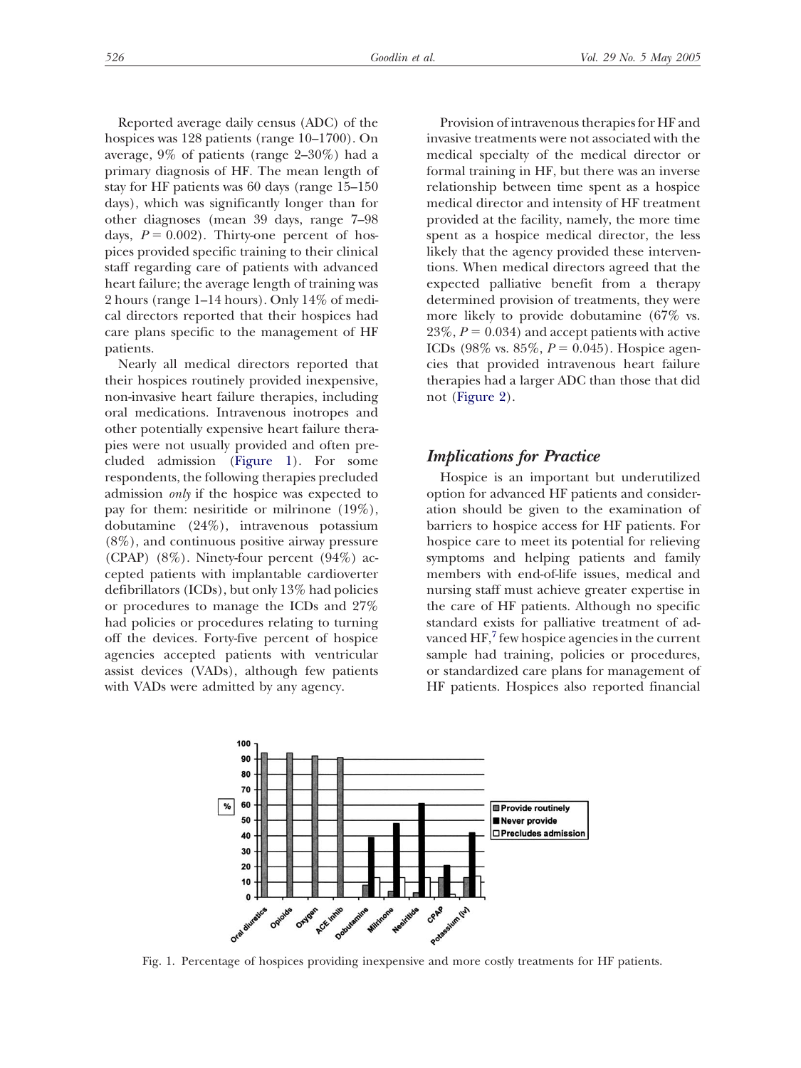Reported average daily census (ADC) of the hospices was 128 patients (range 10–1700). On average, 9% of patients (range 2–30%) had a primary diagnosis of HF. The mean length of stay for HF patients was 60 days (range 15–150 days), which was significantly longer than for other diagnoses (mean 39 days, range 7–98 days, $P = 0.002$). Thirty-one percent of hospices provided specific training to their clinical staff regarding care of patients with advanced heart failure; the average length of training was 2 hours (range 1–14 hours). Only 14% of medical directors reported that their hospices had care plans specific to the management of HF patients.

Nearly all medical directors reported that their hospices routinely provided inexpensive, non-invasive heart failure therapies, including oral medications. Intravenous inotropes and other potentially expensive heart failure therapies were not usually provided and often precluded admission (Figure 1). For some respondents, the following therapies precluded admission *only* if the hospice was expected to pay for them: nesiritide or milrinone (19%), dobutamine (24%), intravenous potassium (8%), and continuous positive airway pressure (CPAP) (8%). Ninety-four percent (94%) accepted patients with implantable cardioverter defibrillators (ICDs), but only 13% had policies or procedures to manage the ICDs and 27% had policies or procedures relating to turning off the devices. Forty-five percent of hospice agencies accepted patients with ventricular assist devices (VADs), although few patients with VADs were admitted by any agency.

Provision of intravenous therapies for HF and invasive treatments were not associated with the medical specialty of the medical director or formal training in HF, but there was an inverse relationship between time spent as a hospice medical director and intensity of HF treatment provided at the facility, namely, the more time spent as a hospice medical director, the less likely that the agency provided these interventions. When medical directors agreed that the expected palliative benefit from a therapy determined provision of treatments, they were more likely to provide dobutamine (67% vs. 23%, $P = 0.034$) and accept patients with active ICDs (98% vs. 85%, $P = 0.045$). Hospice agencies that provided intravenous heart failure therapies had a larger ADC than those that did not (Figure 2).

## Implications for Practice

Hospice is an important but underutilized option for advanced HF patients and consideration should be given to the examination of barriers to hospice access for HF patients. For hospice care to meet its potential for relieving symptoms and helping patients and family members with end-of-life issues, medical and nursing staff must achieve greater expertise in the care of HF patients. Although no specific standard exists for palliative treatment of advanced HF,[7] few hospice agencies in the current sample had training, policies or procedures, or standardized care plans for management of HF patients. Hospices also reported financial

Fig. 1. Percentage of hospices providing inexpensive and more costly treatments for HF patients.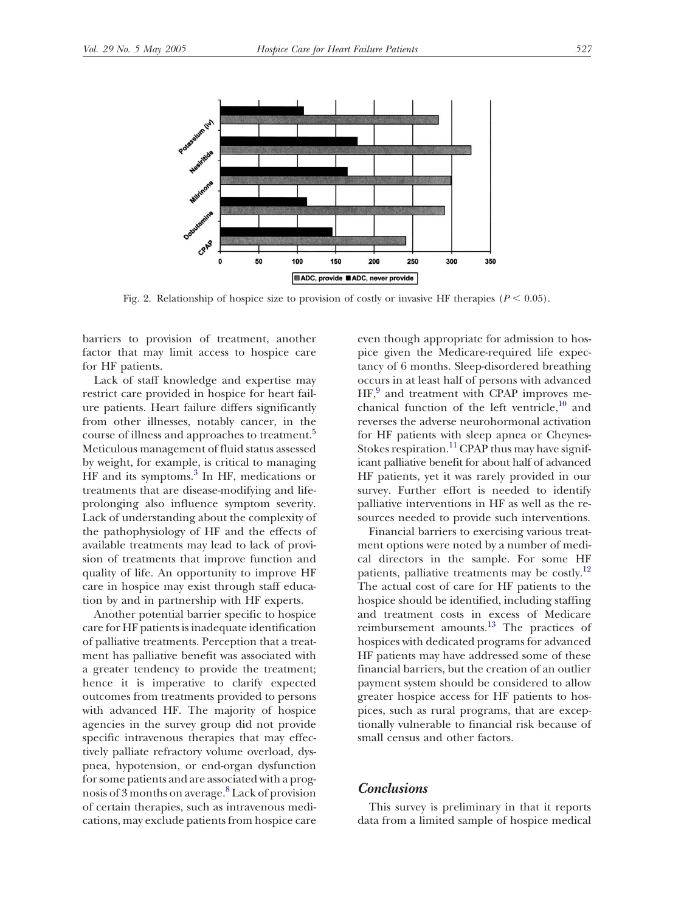Fig. 2. Relationship of hospice size to provision of costly or invasive HF therapies ($P < 0.05$).

barriers to provision of treatment, another factor that may limit access to hospice care for HF patients.

Lack of staff knowledge and expertise may restrict care provided in hospice for heart failure patients. Heart failure differs significantly from other illnesses, notably cancer, in the course of illness and approaches to treatment.[5] Meticulous management of fluid status assessed by weight, for example, is critical to managing HF and its symptoms.[3] In HF, medications or treatments that are disease-modifying and life-prolonging also influence symptom severity. Lack of understanding about the complexity of the pathophysiology of HF and the effects of available treatments may lead to lack of provision of treatments that improve function and quality of life. An opportunity to improve HF care in hospice may exist through staff education by and in partnership with HF experts.

Another potential barrier specific to hospice care for HF patients is inadequate identification of palliative treatments. Perception that a treatment has palliative benefit was associated with a greater tendency to provide the treatment; hence it is imperative to clarify expected outcomes from treatments provided to persons with advanced HF. The majority of hospice agencies in the survey group did not provide specific intravenous therapies that may effectively palliate refractory volume overload, dyspnea, hypotension, or end-organ dysfunction for some patients and are associated with a prognosis of 3 months on average.[8] Lack of provision of certain therapies, such as intravenous medications, may exclude patients from hospice care even though appropriate for admission to hospice given the Medicare-required life expectancy of 6 months. Sleep-disordered breathing occurs in at least half of persons with advanced HF,[9] and treatment with CPAP improves mechanical function of the left ventricle,[10] and reverses the adverse neurohormonal activation for HF patients with sleep apnea or Cheynes-Stokes respiration.[11] CPAP thus may have significant palliative benefit for about half of advanced HF patients, yet it was rarely provided in our survey. Further effort is needed to identify palliative interventions in HF as well as the resources needed to provide such interventions.

Financial barriers to exercising various treatment options were noted by a number of medical directors in the sample. For some HF patients, palliative treatments may be costly.[12] The actual cost of care for HF patients to the hospice should be identified, including staffing and treatment costs in excess of Medicare reimbursement amounts.[13] The practices of hospices with dedicated programs for advanced HF patients may have addressed some of these financial barriers, but the creation of an outlier payment system should be considered to allow greater hospice access for HF patients to hospices, such as rural programs, that are exceptionally vulnerable to financial risk because of small census and other factors.

## Conclusions

This survey is preliminary in that it reports data from a limited sample of hospice medical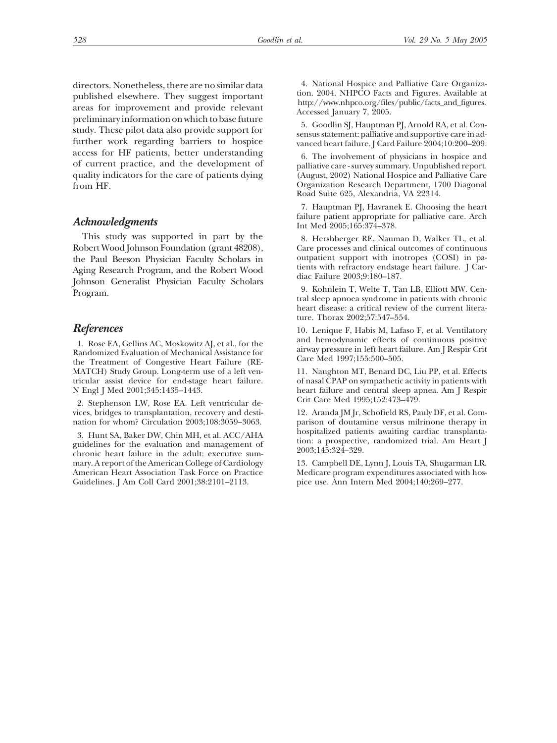directors. Nonetheless, there are no similar data published elsewhere. They suggest important areas for improvement and provide relevant preliminary information on which to base future study. These pilot data also provide support for further work regarding barriers to hospice access for HF patients, better understanding of current practice, and the development of quality indicators for the care of patients dying from HF.

## Acknowledgments

This study was supported in part by the Robert Wood Johnson Foundation (grant 48208), the Paul Beeson Physician Faculty Scholars in Aging Research Program, and the Robert Wood Johnson Generalist Physician Faculty Scholars Program.

## References

1. Rose EA, Gellins AC, Moskowitz AJ, et al., for the Randomized Evaluation of Mechanical Assistance for the Treatment of Congestive Heart Failure (REMATCH) Study Group. Long-term use of a left ventricular assist device for end-stage heart failure. N Engl J Med 2001;345:1435–1443.

2. Stephenson LW, Rose EA. Left ventricular devices, bridges to transplantation, recovery and destination for whom? Circulation 2003;108:3059–3063.

3. Hunt SA, Baker DW, Chin MH, et al. ACC/AHA guidelines for the evaluation and management of chronic heart failure in the adult: executive summary. A report of the American College of Cardiology American Heart Association Task Force on Practice Guidelines. J Am Coll Card 2001;38:2101–2113.

4. National Hospice and Palliative Care Organization. 2004. NHPCO Facts and Figures. Available at http://www.nhpco.org/files/public/facts_and_figures. Accessed January 7, 2005.

5. Goodlin SJ, Hauptman PJ, Arnold RA, et al. Consensus statement: palliative and supportive care in advanced heart failure. J Card Failure 2004;10:200–209.

6. The involvement of physicians in hospice and palliative care - survey summary. Unpublished report. (August, 2002) National Hospice and Palliative Care Organization Research Department, 1700 Diagonal Road Suite 625, Alexandria, VA 22314.

7. Hauptman PJ, Havranek E. Choosing the heart failure patient appropriate for palliative care. Arch Int Med 2005;165:374–378.

8. Hershberger RE, Nauman D, Walker TL, et al. Care processes and clinical outcomes of continuous outpatient support with inotropes (COSI) in patients with refractory endstage heart failure. J Cardiac Failure 2003;9:180–187.

9. Kohnlein T, Welte T, Tan LB, Elliott MW. Central sleep apnoea syndrome in patients with chronic heart disease: a critical review of the current literature. Thorax 2002;57:547–554.

10. Lenique F, Habis M, Lafaso F, et al. Ventilatory and hemodynamic effects of continuous positive airway pressure in left heart failure. Am J Respir Crit Care Med 1997;155:500–505.

11. Naughton MT, Benard DC, Liu PP, et al. Effects of nasal CPAP on sympathetic activity in patients with heart failure and central sleep apnea. Am J Respir Crit Care Med 1995;152:473–479.

12. Aranda JM Jr, Schofield RS, Pauly DF, et al. Comparison of doutamine versus milrinone therapy in hospitalized patients awaiting cardiac transplantation: a prospective, randomized trial. Am Heart J 2003;145:324–329.

13. Campbell DE, Lynn J, Louis TA, Shugarman LR. Medicare program expenditures associated with hospice use. Ann Intern Med 2004;140:269–277.